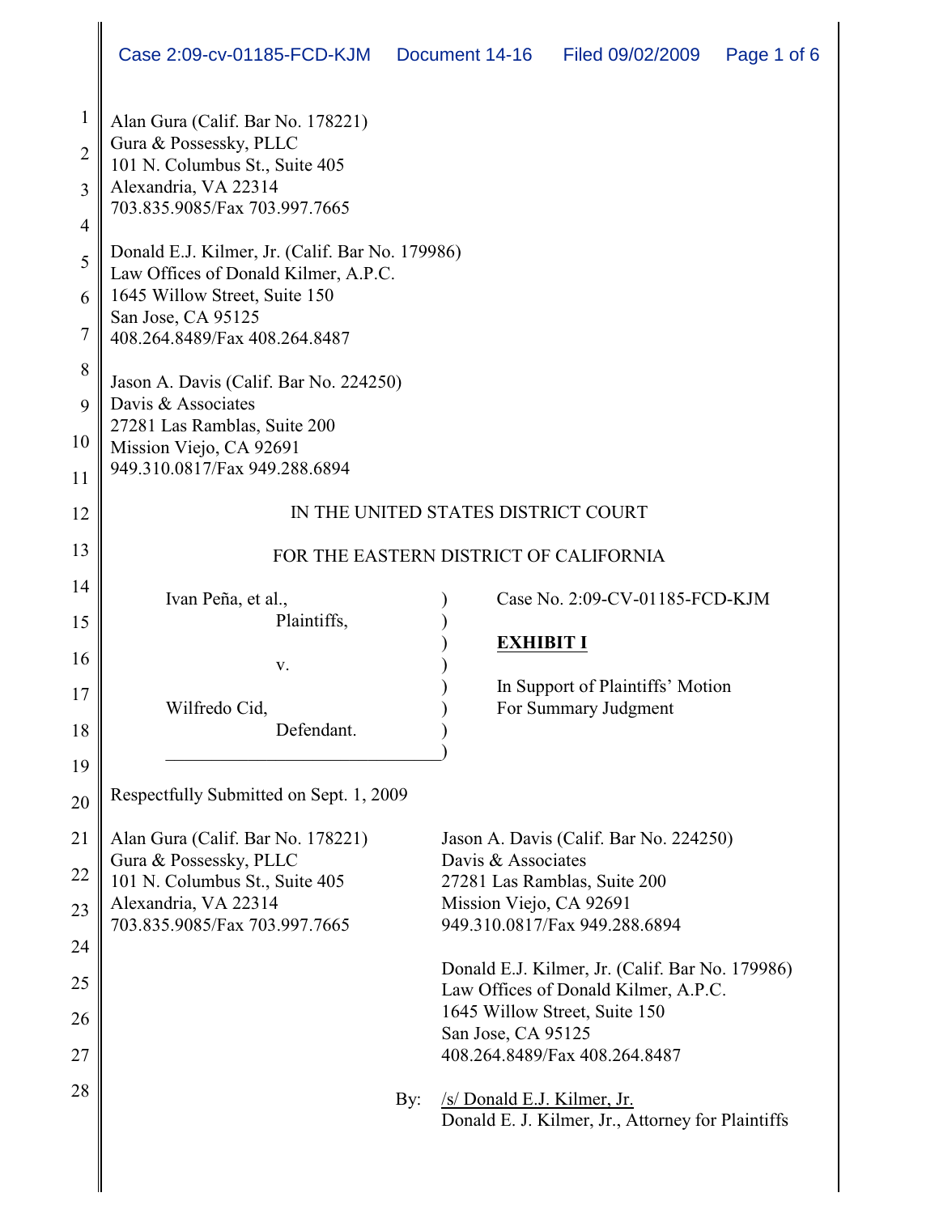Alan Gura (Calif. Bar No. 178221)
Gura & Possessky, PLLC
101 N. Columbus St., Suite 405
Alexandria, VA 22314
703.835.9085/Fax 703.997.7665

Donald E.J. Kilmer, Jr. (Calif. Bar No. 179986)
Law Offices of Donald Kilmer, A.P.C.
1645 Willow Street, Suite 150
San Jose, CA 95125
408.264.8489/Fax 408.264.8487

Jason A. Davis (Calif. Bar No. 224250)
Davis & Associates
27281 Las Ramblas, Suite 200
Mission Viejo, CA 92691
949.310.0817/Fax 949.288.6894

IN THE UNITED STATES DISTRICT COURT

FOR THE EASTERN DISTRICT OF CALIFORNIA

Ivan Peña, et al.,
Plaintiffs,

v.

Wilfredo Cid,
Defendant.

Case No. 2:09-CV-01185-FCD-KJM

**EXHIBIT I**

In Support of Plaintiffs' Motion For Summary Judgment

Respectfully Submitted on Sept. 1, 2009

Alan Gura (Calif. Bar No. 178221)
Gura & Possessky, PLLC
101 N. Columbus St., Suite 405
Alexandria, VA 22314
703.835.9085/Fax 703.997.7665

Jason A. Davis (Calif. Bar No. 224250)
Davis & Associates
27281 Las Ramblas, Suite 200
Mission Viejo, CA 92691
949.310.0817/Fax 949.288.6894

Donald E.J. Kilmer, Jr. (Calif. Bar No. 179986)
Law Offices of Donald Kilmer, A.P.C.
1645 Willow Street, Suite 150
San Jose, CA 95125
408.264.8489/Fax 408.264.8487

By: /s/ Donald E.J. Kilmer, Jr.
Donald E. J. Kilmer, Jr., Attorney for Plaintiffs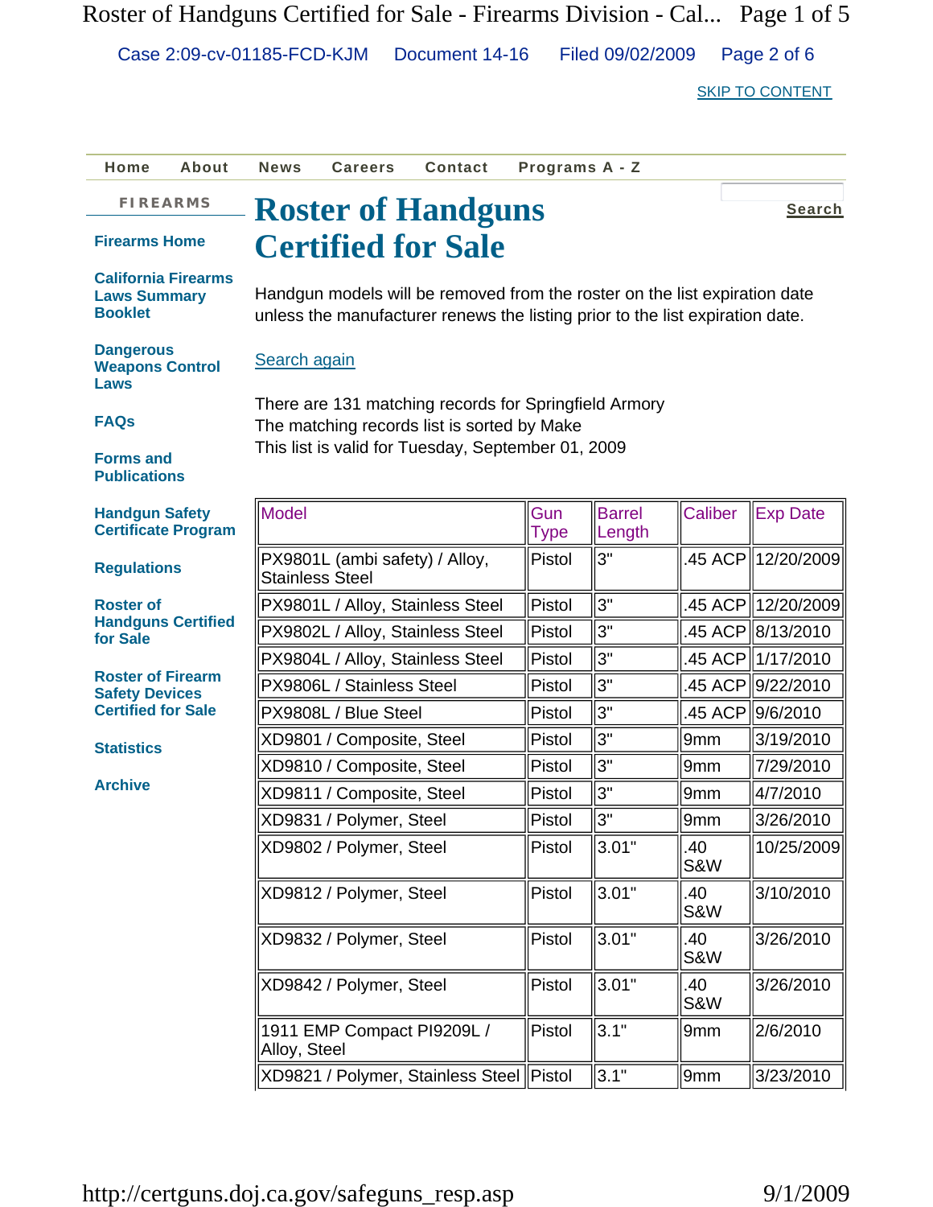SKIP TO CONTENT

Home | About | News | Careers | Contact | Programs A - Z

Search

**FIREARMS**

- Firearms Home
- California Firearms Laws Summary Booklet
- Dangerous Weapons Control Laws
- FAQs
- Forms and Publications
- Handgun Safety Certificate Program
- Regulations
- Roster of Handguns Certified for Sale
- Roster of Firearm Safety Devices Certified for Sale
- Statistics
- Archive

# Roster of Handguns Certified for Sale

Handgun models will be removed from the roster on the list expiration date unless the manufacturer renews the listing prior to the list expiration date.

Search again

There are 131 matching records for Springfield Armory
The matching records list is sorted by Make
This list is valid for Tuesday, September 01, 2009

| Model | Gun Type | Barrel Length | Caliber | Exp Date |
|---|---|---|---|---|
| PX9801L (ambi safety) / Alloy, Stainless Steel | Pistol | 3" | .45 ACP | 12/20/2009 |
| PX9801L / Alloy, Stainless Steel | Pistol | 3" | .45 ACP | 12/20/2009 |
| PX9802L / Alloy, Stainless Steel | Pistol | 3" | .45 ACP | 8/13/2010 |
| PX9804L / Alloy, Stainless Steel | Pistol | 3" | .45 ACP | 1/17/2010 |
| PX9806L / Stainless Steel | Pistol | 3" | .45 ACP | 9/22/2010 |
| PX9808L / Blue Steel | Pistol | 3" | .45 ACP | 9/6/2010 |
| XD9801 / Composite, Steel | Pistol | 3" | 9mm | 3/19/2010 |
| XD9810 / Composite, Steel | Pistol | 3" | 9mm | 7/29/2010 |
| XD9811 / Composite, Steel | Pistol | 3" | 9mm | 4/7/2010 |
| XD9831 / Polymer, Steel | Pistol | 3" | 9mm | 3/26/2010 |
| XD9802 / Polymer, Steel | Pistol | 3.01" | .40 S&W | 10/25/2009 |
| XD9812 / Polymer, Steel | Pistol | 3.01" | .40 S&W | 3/10/2010 |
| XD9832 / Polymer, Steel | Pistol | 3.01" | .40 S&W | 3/26/2010 |
| XD9842 / Polymer, Steel | Pistol | 3.01" | .40 S&W | 3/26/2010 |
| 1911 EMP Compact PI9209L / Alloy, Steel | Pistol | 3.1" | 9mm | 2/6/2010 |
| XD9821 / Polymer, Stainless Steel | Pistol | 3.1" | 9mm | 3/23/2010 |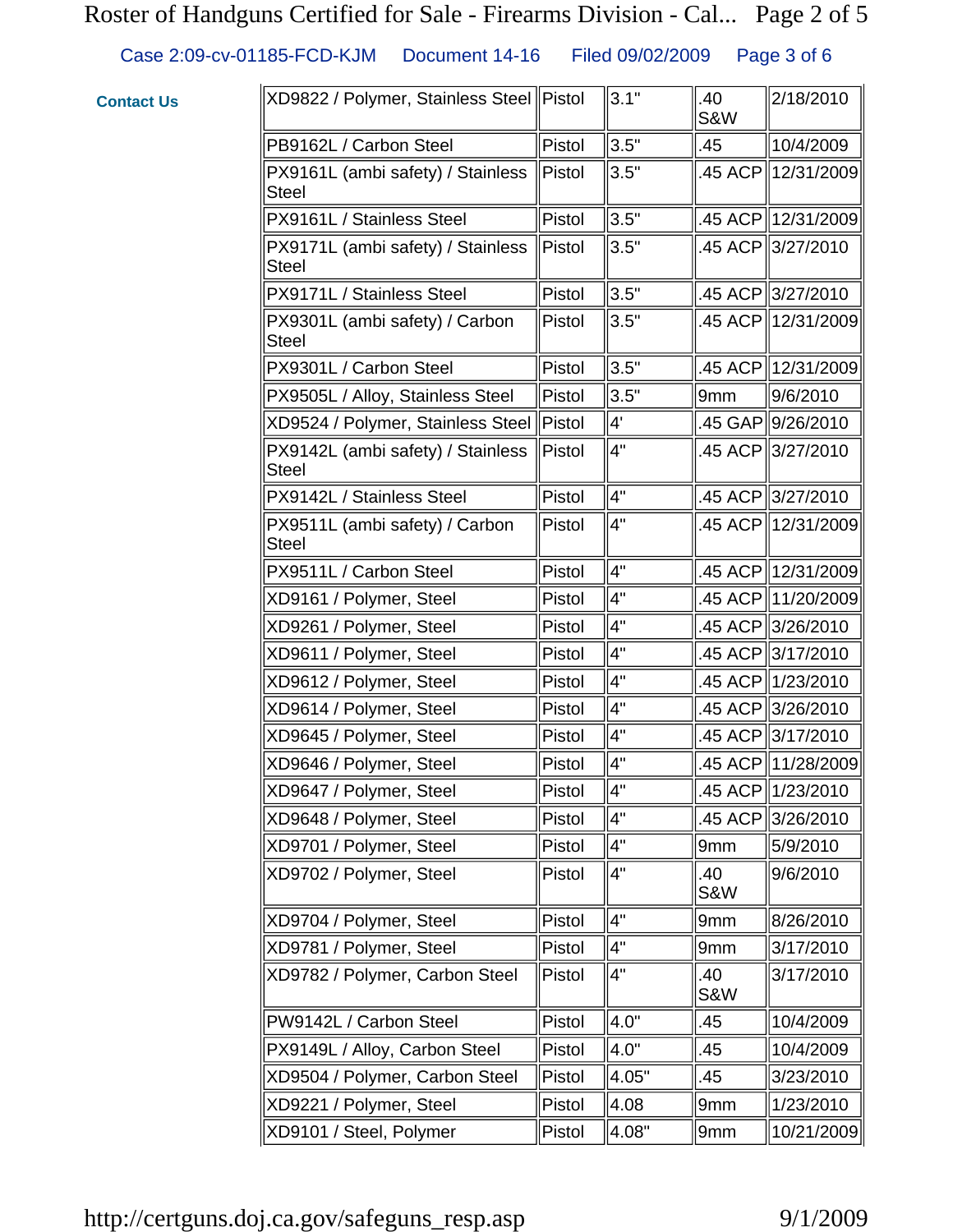Contact Us

| | | | | |
|---|---|---|---|---|
| XD9822 / Polymer, Stainless Steel | Pistol | 3.1" | .40 S&W | 2/18/2010 |
| PB9162L / Carbon Steel | Pistol | 3.5" | .45 | 10/4/2009 |
| PX9161L (ambi safety) / Stainless Steel | Pistol | 3.5" | .45 ACP | 12/31/2009 |
| PX9161L / Stainless Steel | Pistol | 3.5" | .45 ACP | 12/31/2009 |
| PX9171L (ambi safety) / Stainless Steel | Pistol | 3.5" | .45 ACP | 3/27/2010 |
| PX9171L / Stainless Steel | Pistol | 3.5" | .45 ACP | 3/27/2010 |
| PX9301L (ambi safety) / Carbon Steel | Pistol | 3.5" | .45 ACP | 12/31/2009 |
| PX9301L / Carbon Steel | Pistol | 3.5" | .45 ACP | 12/31/2009 |
| PX9505L / Alloy, Stainless Steel | Pistol | 3.5" | 9mm | 9/6/2010 |
| XD9524 / Polymer, Stainless Steel | Pistol | 4' | .45 GAP | 9/26/2010 |
| PX9142L (ambi safety) / Stainless Steel | Pistol | 4" | .45 ACP | 3/27/2010 |
| PX9142L / Stainless Steel | Pistol | 4" | .45 ACP | 3/27/2010 |
| PX9511L (ambi safety) / Carbon Steel | Pistol | 4" | .45 ACP | 12/31/2009 |
| PX9511L / Carbon Steel | Pistol | 4" | .45 ACP | 12/31/2009 |
| XD9161 / Polymer, Steel | Pistol | 4" | .45 ACP | 11/20/2009 |
| XD9261 / Polymer, Steel | Pistol | 4" | .45 ACP | 3/26/2010 |
| XD9611 / Polymer, Steel | Pistol | 4" | .45 ACP | 3/17/2010 |
| XD9612 / Polymer, Steel | Pistol | 4" | .45 ACP | 1/23/2010 |
| XD9614 / Polymer, Steel | Pistol | 4" | .45 ACP | 3/26/2010 |
| XD9645 / Polymer, Steel | Pistol | 4" | .45 ACP | 3/17/2010 |
| XD9646 / Polymer, Steel | Pistol | 4" | .45 ACP | 11/28/2009 |
| XD9647 / Polymer, Steel | Pistol | 4" | .45 ACP | 1/23/2010 |
| XD9648 / Polymer, Steel | Pistol | 4" | .45 ACP | 3/26/2010 |
| XD9701 / Polymer, Steel | Pistol | 4" | 9mm | 5/9/2010 |
| XD9702 / Polymer, Steel | Pistol | 4" | .40 S&W | 9/6/2010 |
| XD9704 / Polymer, Steel | Pistol | 4" | 9mm | 8/26/2010 |
| XD9781 / Polymer, Steel | Pistol | 4" | 9mm | 3/17/2010 |
| XD9782 / Polymer, Carbon Steel | Pistol | 4" | .40 S&W | 3/17/2010 |
| PW9142L / Carbon Steel | Pistol | 4.0" | .45 | 10/4/2009 |
| PX9149L / Alloy, Carbon Steel | Pistol | 4.0" | .45 | 10/4/2009 |
| XD9504 / Polymer, Carbon Steel | Pistol | 4.05" | .45 | 3/23/2010 |
| XD9221 / Polymer, Steel | Pistol | 4.08 | 9mm | 1/23/2010 |
| XD9101 / Steel, Polymer | Pistol | 4.08" | 9mm | 10/21/2009 |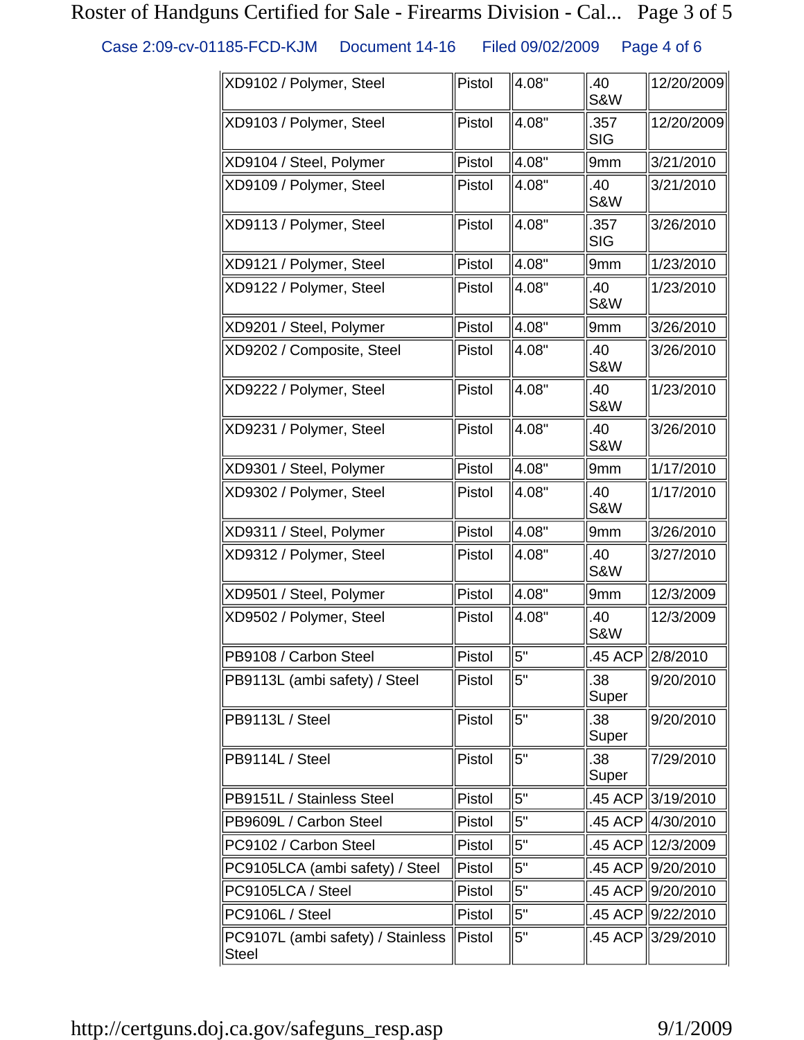| | | | | |
|---|---|---|---|---|
| XD9102 / Polymer, Steel | Pistol | 4.08" | .40 S&W | 12/20/2009 |
| XD9103 / Polymer, Steel | Pistol | 4.08" | .357 SIG | 12/20/2009 |
| XD9104 / Steel, Polymer | Pistol | 4.08" | 9mm | 3/21/2010 |
| XD9109 / Polymer, Steel | Pistol | 4.08" | .40 S&W | 3/21/2010 |
| XD9113 / Polymer, Steel | Pistol | 4.08" | .357 SIG | 3/26/2010 |
| XD9121 / Polymer, Steel | Pistol | 4.08" | 9mm | 1/23/2010 |
| XD9122 / Polymer, Steel | Pistol | 4.08" | .40 S&W | 1/23/2010 |
| XD9201 / Steel, Polymer | Pistol | 4.08" | 9mm | 3/26/2010 |
| XD9202 / Composite, Steel | Pistol | 4.08" | .40 S&W | 3/26/2010 |
| XD9222 / Polymer, Steel | Pistol | 4.08" | .40 S&W | 1/23/2010 |
| XD9231 / Polymer, Steel | Pistol | 4.08" | .40 S&W | 3/26/2010 |
| XD9301 / Steel, Polymer | Pistol | 4.08" | 9mm | 1/17/2010 |
| XD9302 / Polymer, Steel | Pistol | 4.08" | .40 S&W | 1/17/2010 |
| XD9311 / Steel, Polymer | Pistol | 4.08" | 9mm | 3/26/2010 |
| XD9312 / Polymer, Steel | Pistol | 4.08" | .40 S&W | 3/27/2010 |
| XD9501 / Steel, Polymer | Pistol | 4.08" | 9mm | 12/3/2009 |
| XD9502 / Polymer, Steel | Pistol | 4.08" | .40 S&W | 12/3/2009 |
| PB9108 / Carbon Steel | Pistol | 5" | .45 ACP | 2/8/2010 |
| PB9113L (ambi safety) / Steel | Pistol | 5" | .38 Super | 9/20/2010 |
| PB9113L / Steel | Pistol | 5" | .38 Super | 9/20/2010 |
| PB9114L / Steel | Pistol | 5" | .38 Super | 7/29/2010 |
| PB9151L / Stainless Steel | Pistol | 5" | .45 ACP | 3/19/2010 |
| PB9609L / Carbon Steel | Pistol | 5" | .45 ACP | 4/30/2010 |
| PC9102 / Carbon Steel | Pistol | 5" | .45 ACP | 12/3/2009 |
| PC9105LCA (ambi safety) / Steel | Pistol | 5" | .45 ACP | 9/20/2010 |
| PC9105LCA / Steel | Pistol | 5" | .45 ACP | 9/20/2010 |
| PC9106L / Steel | Pistol | 5" | .45 ACP | 9/22/2010 |
| PC9107L (ambi safety) / Stainless Steel | Pistol | 5" | .45 ACP | 3/29/2010 |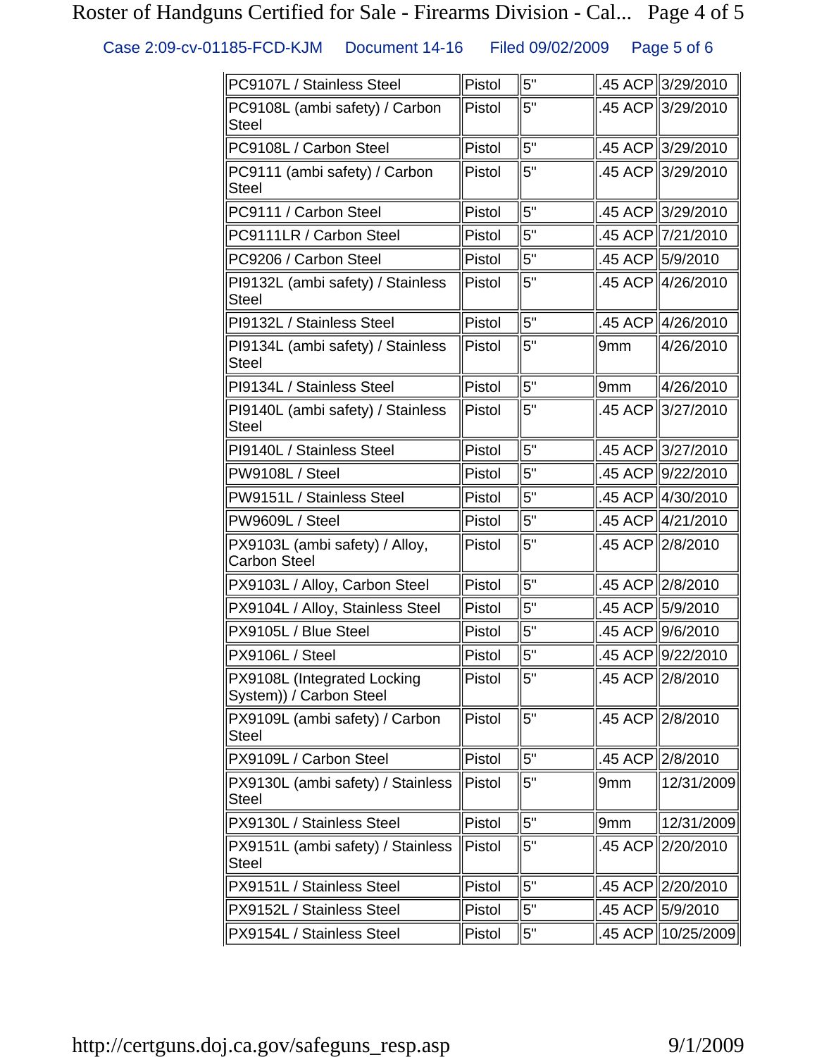| | | | | |
|---|---|---|---|---|
| PC9107L / Stainless Steel | Pistol | 5" | .45 ACP | 3/29/2010 |
| PC9108L (ambi safety) / Carbon Steel | Pistol | 5" | .45 ACP | 3/29/2010 |
| PC9108L / Carbon Steel | Pistol | 5" | .45 ACP | 3/29/2010 |
| PC9111 (ambi safety) / Carbon Steel | Pistol | 5" | .45 ACP | 3/29/2010 |
| PC9111 / Carbon Steel | Pistol | 5" | .45 ACP | 3/29/2010 |
| PC9111LR / Carbon Steel | Pistol | 5" | .45 ACP | 7/21/2010 |
| PC9206 / Carbon Steel | Pistol | 5" | .45 ACP | 5/9/2010 |
| PI9132L (ambi safety) / Stainless Steel | Pistol | 5" | .45 ACP | 4/26/2010 |
| PI9132L / Stainless Steel | Pistol | 5" | .45 ACP | 4/26/2010 |
| PI9134L (ambi safety) / Stainless Steel | Pistol | 5" | 9mm | 4/26/2010 |
| PI9134L / Stainless Steel | Pistol | 5" | 9mm | 4/26/2010 |
| PI9140L (ambi safety) / Stainless Steel | Pistol | 5" | .45 ACP | 3/27/2010 |
| PI9140L / Stainless Steel | Pistol | 5" | .45 ACP | 3/27/2010 |
| PW9108L / Steel | Pistol | 5" | .45 ACP | 9/22/2010 |
| PW9151L / Stainless Steel | Pistol | 5" | .45 ACP | 4/30/2010 |
| PW9609L / Steel | Pistol | 5" | .45 ACP | 4/21/2010 |
| PX9103L (ambi safety) / Alloy, Carbon Steel | Pistol | 5" | .45 ACP | 2/8/2010 |
| PX9103L / Alloy, Carbon Steel | Pistol | 5" | .45 ACP | 2/8/2010 |
| PX9104L / Alloy, Stainless Steel | Pistol | 5" | .45 ACP | 5/9/2010 |
| PX9105L / Blue Steel | Pistol | 5" | .45 ACP | 9/6/2010 |
| PX9106L / Steel | Pistol | 5" | .45 ACP | 9/22/2010 |
| PX9108L (Integrated Locking System)) / Carbon Steel | Pistol | 5" | .45 ACP | 2/8/2010 |
| PX9109L (ambi safety) / Carbon Steel | Pistol | 5" | .45 ACP | 2/8/2010 |
| PX9109L / Carbon Steel | Pistol | 5" | .45 ACP | 2/8/2010 |
| PX9130L (ambi safety) / Stainless Steel | Pistol | 5" | 9mm | 12/31/2009 |
| PX9130L / Stainless Steel | Pistol | 5" | 9mm | 12/31/2009 |
| PX9151L (ambi safety) / Stainless Steel | Pistol | 5" | .45 ACP | 2/20/2010 |
| PX9151L / Stainless Steel | Pistol | 5" | .45 ACP | 2/20/2010 |
| PX9152L / Stainless Steel | Pistol | 5" | .45 ACP | 5/9/2010 |
| PX9154L / Stainless Steel | Pistol | 5" | .45 ACP | 10/25/2009 |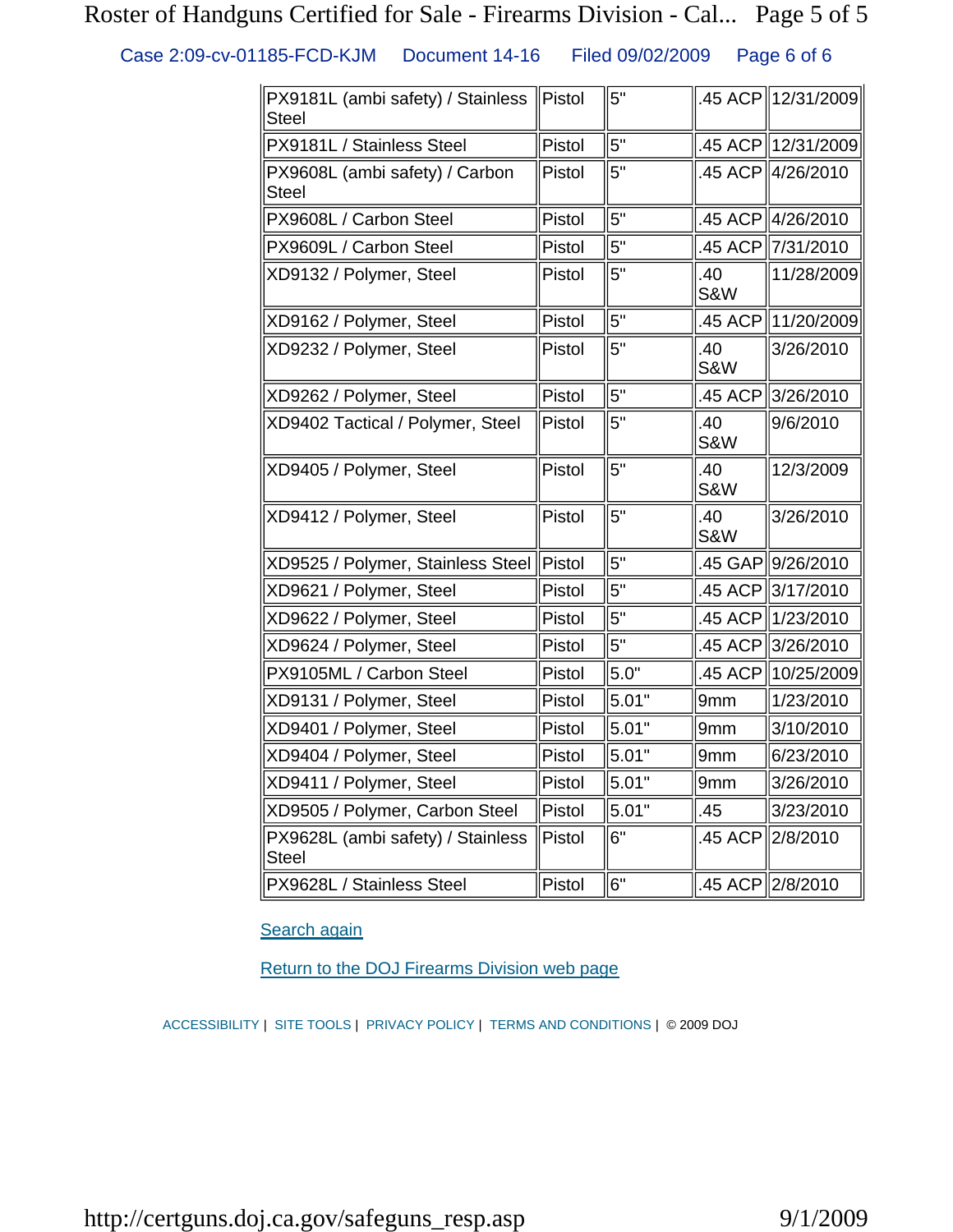| | | | | |
|---|---|---|---|---|
| PX9181L (ambi safety) / Stainless Steel | Pistol | 5" | .45 ACP | 12/31/2009 |
| PX9181L / Stainless Steel | Pistol | 5" | .45 ACP | 12/31/2009 |
| PX9608L (ambi safety) / Carbon Steel | Pistol | 5" | .45 ACP | 4/26/2010 |
| PX9608L / Carbon Steel | Pistol | 5" | .45 ACP | 4/26/2010 |
| PX9609L / Carbon Steel | Pistol | 5" | .45 ACP | 7/31/2010 |
| XD9132 / Polymer, Steel | Pistol | 5" | .40 S&W | 11/28/2009 |
| XD9162 / Polymer, Steel | Pistol | 5" | .45 ACP | 11/20/2009 |
| XD9232 / Polymer, Steel | Pistol | 5" | .40 S&W | 3/26/2010 |
| XD9262 / Polymer, Steel | Pistol | 5" | .45 ACP | 3/26/2010 |
| XD9402 Tactical / Polymer, Steel | Pistol | 5" | .40 S&W | 9/6/2010 |
| XD9405 / Polymer, Steel | Pistol | 5" | .40 S&W | 12/3/2009 |
| XD9412 / Polymer, Steel | Pistol | 5" | .40 S&W | 3/26/2010 |
| XD9525 / Polymer, Stainless Steel | Pistol | 5" | .45 GAP | 9/26/2010 |
| XD9621 / Polymer, Steel | Pistol | 5" | .45 ACP | 3/17/2010 |
| XD9622 / Polymer, Steel | Pistol | 5" | .45 ACP | 1/23/2010 |
| XD9624 / Polymer, Steel | Pistol | 5" | .45 ACP | 3/26/2010 |
| PX9105ML / Carbon Steel | Pistol | 5.0" | .45 ACP | 10/25/2009 |
| XD9131 / Polymer, Steel | Pistol | 5.01" | 9mm | 1/23/2010 |
| XD9401 / Polymer, Steel | Pistol | 5.01" | 9mm | 3/10/2010 |
| XD9404 / Polymer, Steel | Pistol | 5.01" | 9mm | 6/23/2010 |
| XD9411 / Polymer, Steel | Pistol | 5.01" | 9mm | 3/26/2010 |
| XD9505 / Polymer, Carbon Steel | Pistol | 5.01" | .45 | 3/23/2010 |
| PX9628L (ambi safety) / Stainless Steel | Pistol | 6" | .45 ACP | 2/8/2010 |
| PX9628L / Stainless Steel | Pistol | 6" | .45 ACP | 2/8/2010 |

Search again

Return to the DOJ Firearms Division web page

ACCESSIBILITY | SITE TOOLS | PRIVACY POLICY | TERMS AND CONDITIONS | © 2009 DOJ